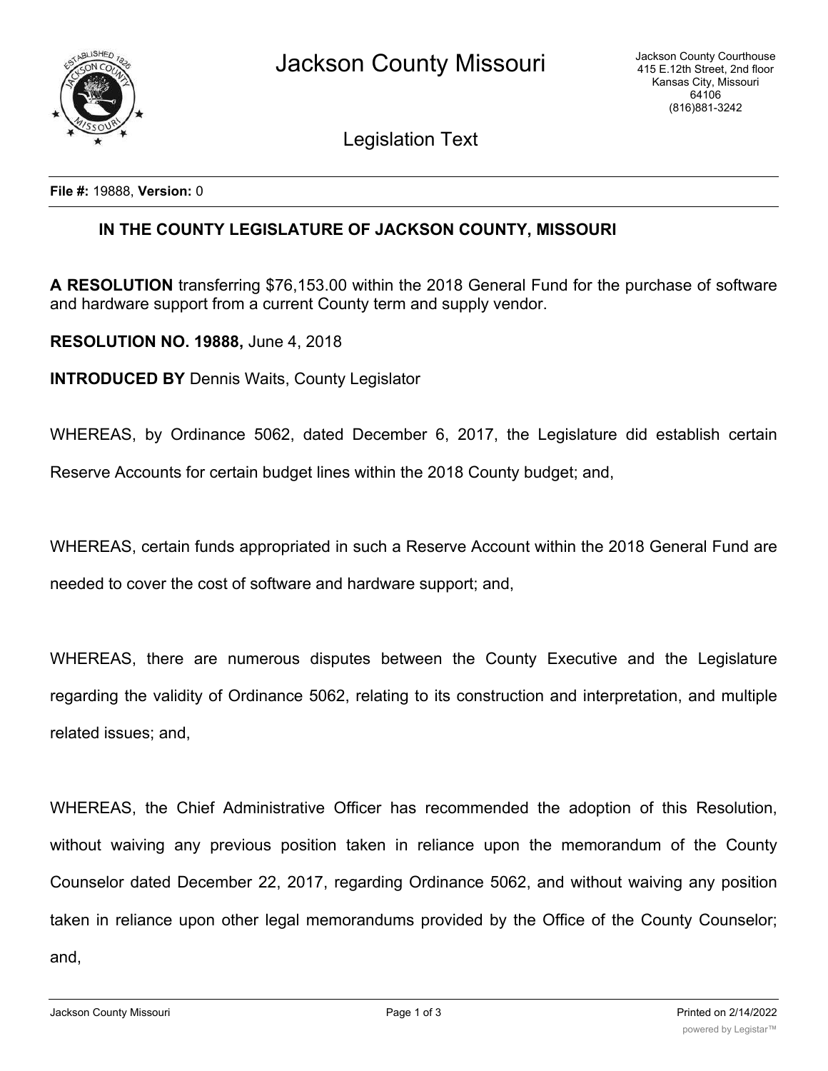Legislation Text

**File #:** 19888, **Version:** 0

## IN THE COUNTY LEGISLATURE OF JACKSON COUNTY, MISSOURI

**A RESOLUTION** transferring $76,153.00 within the 2018 General Fund for the purchase of software and hardware support from a current County term and supply vendor.

**RESOLUTION NO. 19888,** June 4, 2018

**INTRODUCED BY** Dennis Waits, County Legislator

WHEREAS, by Ordinance 5062, dated December 6, 2017, the Legislature did establish certain Reserve Accounts for certain budget lines within the 2018 County budget; and,

WHEREAS, certain funds appropriated in such a Reserve Account within the 2018 General Fund are needed to cover the cost of software and hardware support; and,

WHEREAS, there are numerous disputes between the County Executive and the Legislature regarding the validity of Ordinance 5062, relating to its construction and interpretation, and multiple related issues; and,

WHEREAS, the Chief Administrative Officer has recommended the adoption of this Resolution, without waiving any previous position taken in reliance upon the memorandum of the County Counselor dated December 22, 2017, regarding Ordinance 5062, and without waiving any position taken in reliance upon other legal memorandums provided by the Office of the County Counselor; and,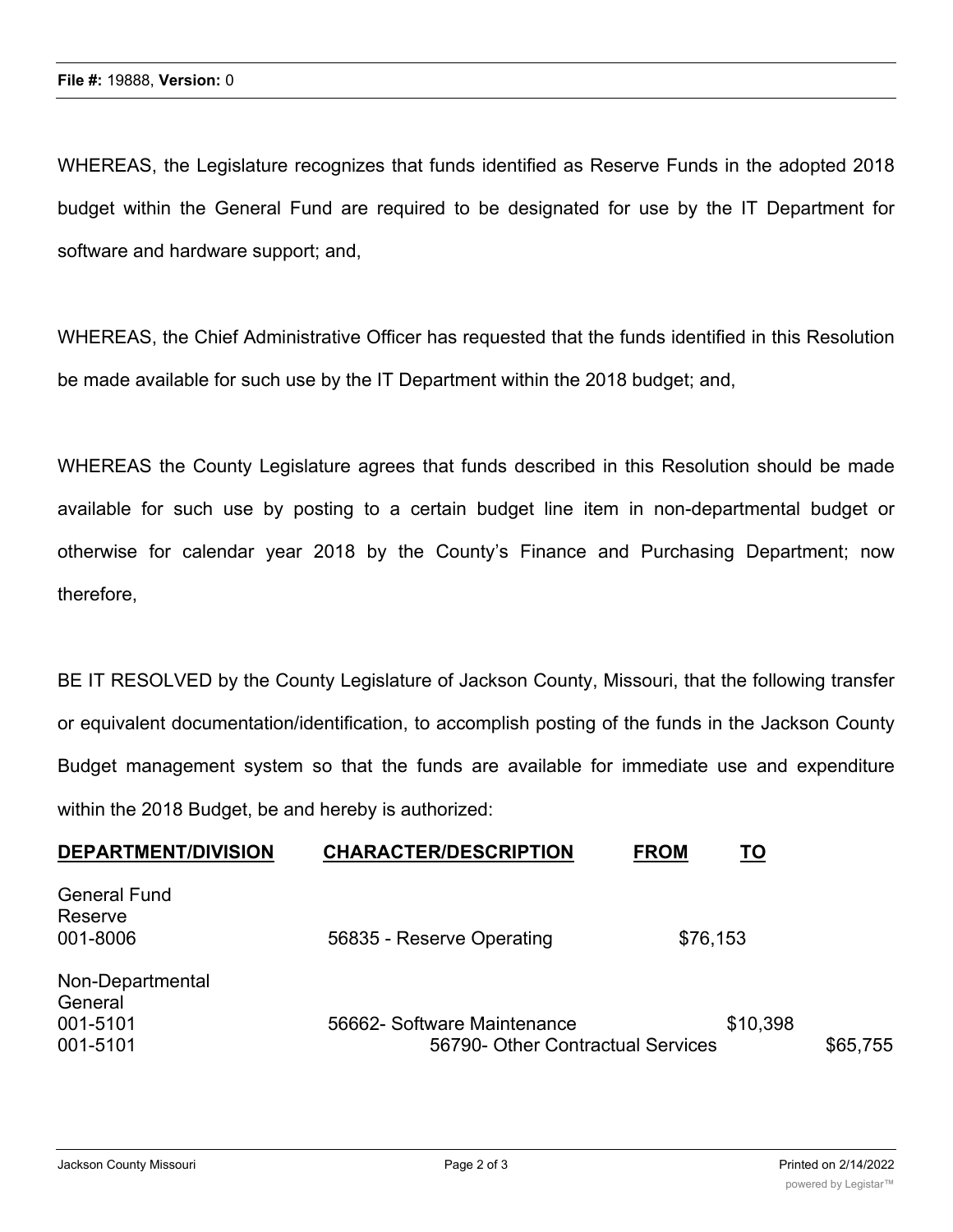WHEREAS, the Legislature recognizes that funds identified as Reserve Funds in the adopted 2018 budget within the General Fund are required to be designated for use by the IT Department for software and hardware support; and,

WHEREAS, the Chief Administrative Officer has requested that the funds identified in this Resolution be made available for such use by the IT Department within the 2018 budget; and,

WHEREAS the County Legislature agrees that funds described in this Resolution should be made available for such use by posting to a certain budget line item in non-departmental budget or otherwise for calendar year 2018 by the County's Finance and Purchasing Department; now therefore,

BE IT RESOLVED by the County Legislature of Jackson County, Missouri, that the following transfer or equivalent documentation/identification, to accomplish posting of the funds in the Jackson County Budget management system so that the funds are available for immediate use and expenditure within the 2018 Budget, be and hereby is authorized:

| DEPARTMENT/DIVISION | CHARACTER/DESCRIPTION | FROM | TO |
|---|---|---|---|
| General Fund Reserve 001-8006 | 56835 - Reserve Operating | $76,153 | |
| Non-Departmental General 001-5101 | 56662- Software Maintenance | | $10,398 |
| 001-5101 | 56790- Other Contractual Services | | $65,755 |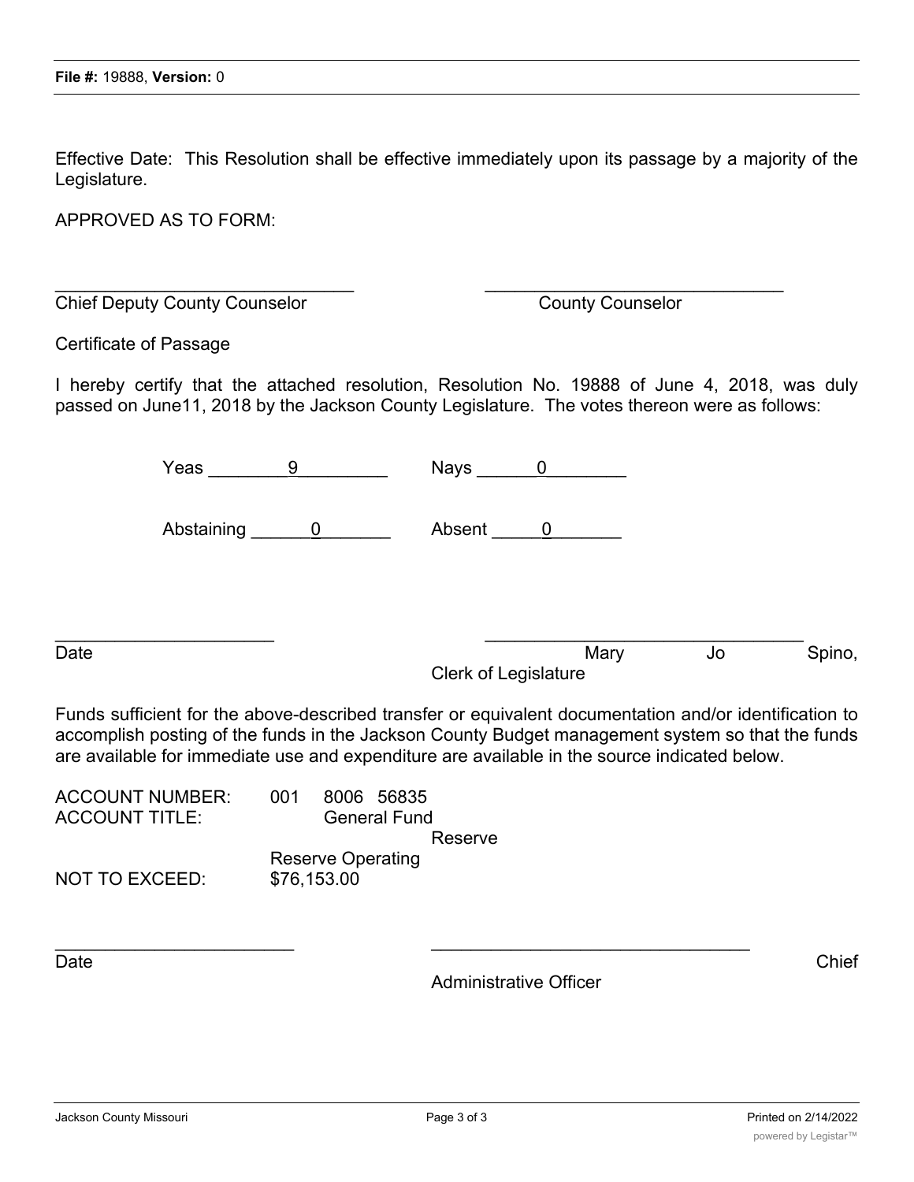Effective Date: This Resolution shall be effective immediately upon its passage by a majority of the Legislature.

APPROVED AS TO FORM:

\_\_\_\_\_\_\_\_\_\_\_\_\_\_\_\_\_\_\_\_\_\_\_\_\_\_\_\_\_\_ \_\_\_\_\_\_\_\_\_\_\_\_\_\_\_\_\_\_\_\_\_\_\_\_\_\_\_\_\_\_

Chief Deputy County Counselor County Counselor

Certificate of Passage

I hereby certify that the attached resolution, Resolution No. 19888 of June 4, 2018, was duly passed on June11, 2018 by the Jackson County Legislature. The votes thereon were as follows:

Yeas 9 Nays 0

Abstaining 0 Absent 0

\_\_\_\_\_\_\_\_\_\_\_\_\_\_\_\_\_\_\_\_\_\_ \_\_\_\_\_\_\_\_\_\_\_\_\_\_\_\_\_\_\_\_\_\_\_\_\_\_\_\_\_\_\_\_

Date Mary Jo Spino, Clerk of Legislature

Funds sufficient for the above-described transfer or equivalent documentation and/or identification to accomplish posting of the funds in the Jackson County Budget management system so that the funds are available for immediate use and expenditure are available in the source indicated below.

ACCOUNT NUMBER: 001 8006 56835
ACCOUNT TITLE: General Fund Reserve
Reserve Operating
NOT TO EXCEED: $76,153.00

\_\_\_\_\_\_\_\_\_\_\_\_\_\_\_\_\_\_\_\_\_\_\_\_ \_\_\_\_\_\_\_\_\_\_\_\_\_\_\_\_\_\_\_\_\_\_\_\_\_\_\_\_\_\_\_\_

Date Chief Administrative Officer